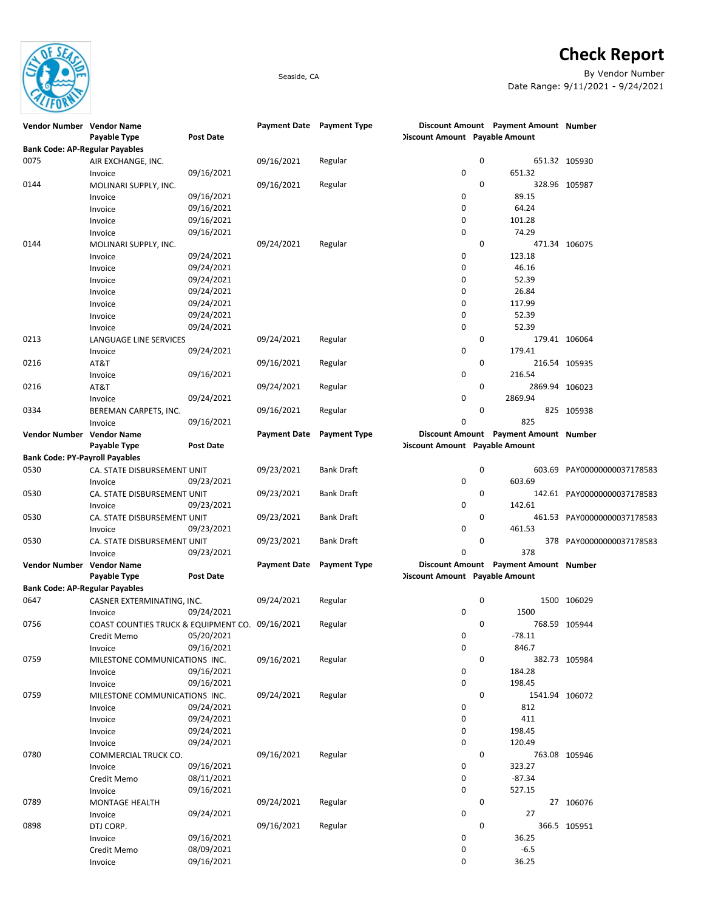# Check Report

Seaside, CA

By Vendor Number

Date Range: 9/11/2021 - 9/24/2021

| Vendor Number | Vendor Name / Payable Type | Post Date | Payment Date | Payment Type | Discount Amount / Discount Amount | Payment Amount / Payable Amount | Number |
|---|---|---|---|---|---|---|---|
| **Bank Code: AP-Regular Payables** | | | | | | | |
| 0075 | AIR EXCHANGE, INC. | | 09/16/2021 | Regular | 0 | 651.32 | 105930 |
| | Invoice | 09/16/2021 | | | 0 | 651.32 | |
| 0144 | MOLINARI SUPPLY, INC. | | 09/16/2021 | Regular | 0 | 328.96 | 105987 |
| | Invoice | 09/16/2021 | | | 0 | 89.15 | |
| | Invoice | 09/16/2021 | | | 0 | 64.24 | |
| | Invoice | 09/16/2021 | | | 0 | 101.28 | |
| | Invoice | 09/16/2021 | | | 0 | 74.29 | |
| 0144 | MOLINARI SUPPLY, INC. | | 09/24/2021 | Regular | 0 | 471.34 | 106075 |
| | Invoice | 09/24/2021 | | | 0 | 123.18 | |
| | Invoice | 09/24/2021 | | | 0 | 46.16 | |
| | Invoice | 09/24/2021 | | | 0 | 52.39 | |
| | Invoice | 09/24/2021 | | | 0 | 26.84 | |
| | Invoice | 09/24/2021 | | | 0 | 117.99 | |
| | Invoice | 09/24/2021 | | | 0 | 52.39 | |
| | Invoice | 09/24/2021 | | | 0 | 52.39 | |
| 0213 | LANGUAGE LINE SERVICES | | 09/24/2021 | Regular | 0 | 179.41 | 106064 |
| | Invoice | 09/24/2021 | | | 0 | 179.41 | |
| 0216 | AT&T | | 09/16/2021 | Regular | 0 | 216.54 | 105935 |
| | Invoice | 09/16/2021 | | | 0 | 216.54 | |
| 0216 | AT&T | | 09/24/2021 | Regular | 0 | 2869.94 | 106023 |
| | Invoice | 09/24/2021 | | | 0 | 2869.94 | |
| 0334 | BEREMAN CARPETS, INC. | | 09/16/2021 | Regular | 0 | 825 | 105938 |
| | Invoice | 09/16/2021 | | | 0 | 825 | |
| **Bank Code: PY-Payroll Payables** | | | | | | | |
| 0530 | CA. STATE DISBURSEMENT UNIT | | 09/23/2021 | Bank Draft | 0 | 603.69 | PAY00000000037178583 |
| | Invoice | 09/23/2021 | | | 0 | 603.69 | |
| 0530 | CA. STATE DISBURSEMENT UNIT | | 09/23/2021 | Bank Draft | 0 | 142.61 | PAY00000000037178583 |
| | Invoice | 09/23/2021 | | | 0 | 142.61 | |
| 0530 | CA. STATE DISBURSEMENT UNIT | | 09/23/2021 | Bank Draft | 0 | 461.53 | PAY00000000037178583 |
| | Invoice | 09/23/2021 | | | 0 | 461.53 | |
| 0530 | CA. STATE DISBURSEMENT UNIT | | 09/23/2021 | Bank Draft | 0 | 378 | PAY00000000037178583 |
| | Invoice | 09/23/2021 | | | 0 | 378 | |
| **Bank Code: AP-Regular Payables** | | | | | | | |
| 0647 | CASNER EXTERMINATING, INC. | | 09/24/2021 | Regular | 0 | 1500 | 106029 |
| | Invoice | 09/24/2021 | | | 0 | 1500 | |
| 0756 | COAST COUNTIES TRUCK & EQUIPMENT CO. | | 09/16/2021 | Regular | 0 | 768.59 | 105944 |
| | Credit Memo | 05/20/2021 | | | 0 | -78.11 | |
| | Invoice | 09/16/2021 | | | 0 | 846.7 | |
| 0759 | MILESTONE COMMUNICATIONS INC. | | 09/16/2021 | Regular | 0 | 382.73 | 105984 |
| | Invoice | 09/16/2021 | | | 0 | 184.28 | |
| | Invoice | 09/16/2021 | | | 0 | 198.45 | |
| 0759 | MILESTONE COMMUNICATIONS INC. | | 09/24/2021 | Regular | 0 | 1541.94 | 106072 |
| | Invoice | 09/24/2021 | | | 0 | 812 | |
| | Invoice | 09/24/2021 | | | 0 | 411 | |
| | Invoice | 09/24/2021 | | | 0 | 198.45 | |
| | Invoice | 09/24/2021 | | | 0 | 120.49 | |
| 0780 | COMMERCIAL TRUCK CO. | | 09/16/2021 | Regular | 0 | 763.08 | 105946 |
| | Invoice | 09/16/2021 | | | 0 | 323.27 | |
| | Credit Memo | 08/11/2021 | | | 0 | -87.34 | |
| | Invoice | 09/16/2021 | | | 0 | 527.15 | |
| 0789 | MONTAGE HEALTH | | 09/24/2021 | Regular | 0 | 27 | 106076 |
| | Invoice | 09/24/2021 | | | 0 | 27 | |
| 0898 | DTJ CORP. | | 09/16/2021 | Regular | 0 | 366.5 | 105951 |
| | Invoice | 09/16/2021 | | | 0 | 36.25 | |
| | Credit Memo | 08/09/2021 | | | 0 | -6.5 | |
| | Invoice | 09/16/2021 | | | 0 | 36.25 | |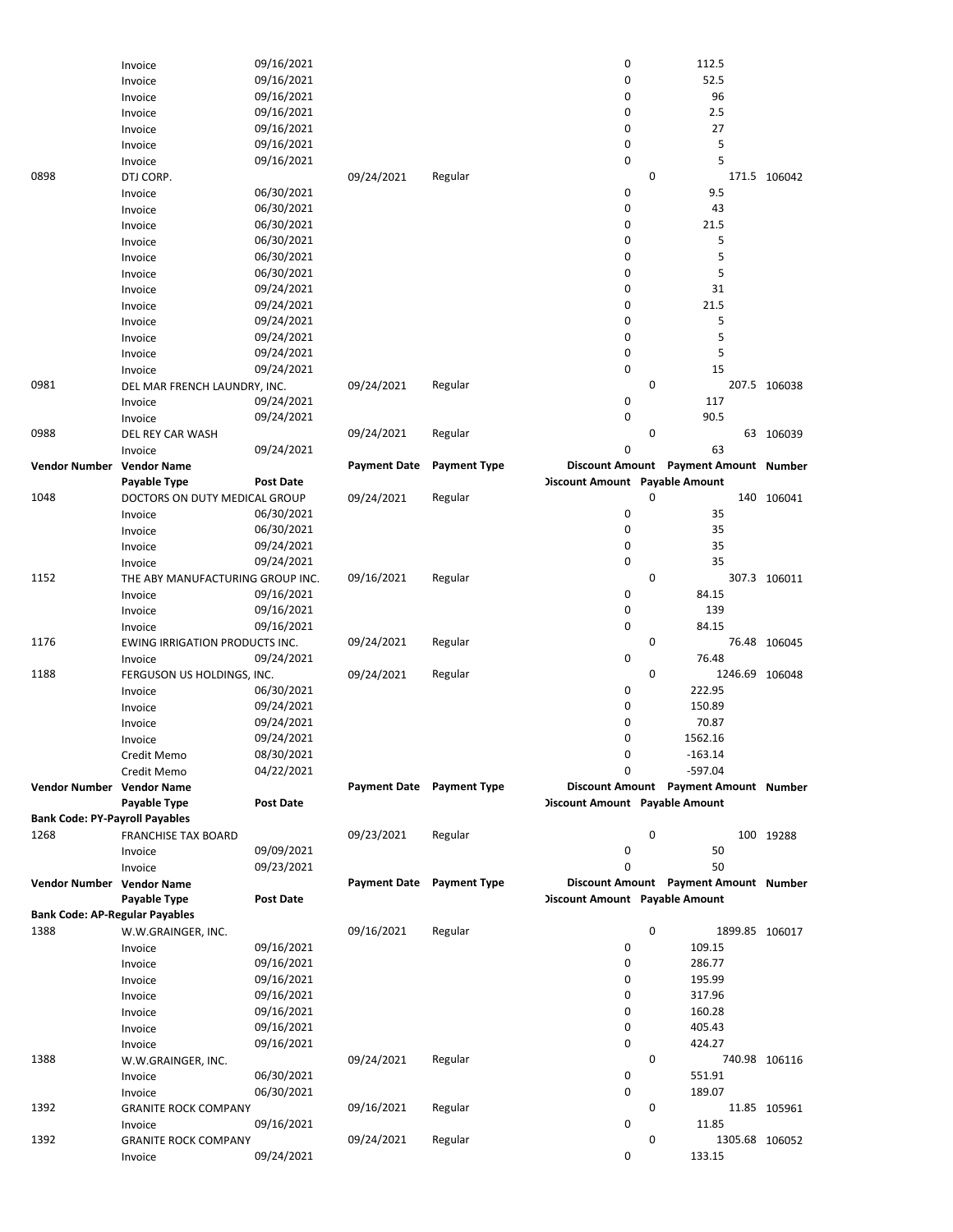| Vendor Number | Vendor Name | | Payment Date | Payment Type | Discount Amount | Payment Amount | Number |
|---|---|---|---|---|---|---|---|
| | Payable Type | Post Date | | | Discount Amount | Payable Amount | |
| | Invoice | 09/16/2021 | | | 0 | 112.5 | |
| | Invoice | 09/16/2021 | | | 0 | 52.5 | |
| | Invoice | 09/16/2021 | | | 0 | 96 | |
| | Invoice | 09/16/2021 | | | 0 | 2.5 | |
| | Invoice | 09/16/2021 | | | 0 | 27 | |
| | Invoice | 09/16/2021 | | | 0 | 5 | |
| | Invoice | 09/16/2021 | | | 0 | 5 | |
| 0898 | DTJ CORP. | | 09/24/2021 | Regular | 0 | 171.5 | 106042 |
| | Invoice | 06/30/2021 | | | 0 | 9.5 | |
| | Invoice | 06/30/2021 | | | 0 | 43 | |
| | Invoice | 06/30/2021 | | | 0 | 21.5 | |
| | Invoice | 06/30/2021 | | | 0 | 5 | |
| | Invoice | 06/30/2021 | | | 0 | 5 | |
| | Invoice | 06/30/2021 | | | 0 | 5 | |
| | Invoice | 09/24/2021 | | | 0 | 31 | |
| | Invoice | 09/24/2021 | | | 0 | 21.5 | |
| | Invoice | 09/24/2021 | | | 0 | 5 | |
| | Invoice | 09/24/2021 | | | 0 | 5 | |
| | Invoice | 09/24/2021 | | | 0 | 5 | |
| | Invoice | 09/24/2021 | | | 0 | 15 | |
| 0981 | DEL MAR FRENCH LAUNDRY, INC. | | 09/24/2021 | Regular | 0 | 207.5 | 106038 |
| | Invoice | 09/24/2021 | | | 0 | 117 | |
| | Invoice | 09/24/2021 | | | 0 | 90.5 | |
| 0988 | DEL REY CAR WASH | | 09/24/2021 | Regular | 0 | 63 | 106039 |
| | Invoice | 09/24/2021 | | | 0 | 63 | |

| Vendor Number | Vendor Name | | Payment Date | Payment Type | Discount Amount | Payment Amount | Number |
|---|---|---|---|---|---|---|---|
| | Payable Type | Post Date | | | Discount Amount | Payable Amount | |
| 1048 | DOCTORS ON DUTY MEDICAL GROUP | | 09/24/2021 | Regular | 0 | 140 | 106041 |
| | Invoice | 06/30/2021 | | | 0 | 35 | |
| | Invoice | 06/30/2021 | | | 0 | 35 | |
| | Invoice | 09/24/2021 | | | 0 | 35 | |
| | Invoice | 09/24/2021 | | | 0 | 35 | |
| 1152 | THE ABY MANUFACTURING GROUP INC. | | 09/16/2021 | Regular | 0 | 307.3 | 106011 |
| | Invoice | 09/16/2021 | | | 0 | 84.15 | |
| | Invoice | 09/16/2021 | | | 0 | 139 | |
| | Invoice | 09/16/2021 | | | 0 | 84.15 | |
| 1176 | EWING IRRIGATION PRODUCTS INC. | | 09/24/2021 | Regular | 0 | 76.48 | 106045 |
| | Invoice | 09/24/2021 | | | 0 | 76.48 | |
| 1188 | FERGUSON US HOLDINGS, INC. | | 09/24/2021 | Regular | 0 | 1246.69 | 106048 |
| | Invoice | 06/30/2021 | | | 0 | 222.95 | |
| | Invoice | 09/24/2021 | | | 0 | 150.89 | |
| | Invoice | 09/24/2021 | | | 0 | 70.87 | |
| | Invoice | 09/24/2021 | | | 0 | 1562.16 | |
| | Credit Memo | 08/30/2021 | | | 0 | -163.14 | |
| | Credit Memo | 04/22/2021 | | | 0 | -597.04 | |

| Vendor Number | Vendor Name | | Payment Date | Payment Type | Discount Amount | Payment Amount | Number |
|---|---|---|---|---|---|---|---|
| | Payable Type | Post Date | | | Discount Amount | Payable Amount | |
| **Bank Code: PY-Payroll Payables** | | | | | | | |
| 1268 | FRANCHISE TAX BOARD | | 09/23/2021 | Regular | 0 | 100 | 19288 |
| | Invoice | 09/09/2021 | | | 0 | 50 | |
| | Invoice | 09/23/2021 | | | 0 | 50 | |

| Vendor Number | Vendor Name | | Payment Date | Payment Type | Discount Amount | Payment Amount | Number |
|---|---|---|---|---|---|---|---|
| | Payable Type | Post Date | | | Discount Amount | Payable Amount | |
| **Bank Code: AP-Regular Payables** | | | | | | | |
| 1388 | W.W.GRAINGER, INC. | | 09/16/2021 | Regular | 0 | 1899.85 | 106017 |
| | Invoice | 09/16/2021 | | | 0 | 109.15 | |
| | Invoice | 09/16/2021 | | | 0 | 286.77 | |
| | Invoice | 09/16/2021 | | | 0 | 195.99 | |
| | Invoice | 09/16/2021 | | | 0 | 317.96 | |
| | Invoice | 09/16/2021 | | | 0 | 160.28 | |
| | Invoice | 09/16/2021 | | | 0 | 405.43 | |
| | Invoice | 09/16/2021 | | | 0 | 424.27 | |
| 1388 | W.W.GRAINGER, INC. | | 09/24/2021 | Regular | 0 | 740.98 | 106116 |
| | Invoice | 06/30/2021 | | | 0 | 551.91 | |
| | Invoice | 06/30/2021 | | | 0 | 189.07 | |
| 1392 | GRANITE ROCK COMPANY | | 09/16/2021 | Regular | 0 | 11.85 | 105961 |
| | Invoice | 09/16/2021 | | | 0 | 11.85 | |
| 1392 | GRANITE ROCK COMPANY | | 09/24/2021 | Regular | 0 | 1305.68 | 106052 |
| | Invoice | 09/24/2021 | | | 0 | 133.15 | |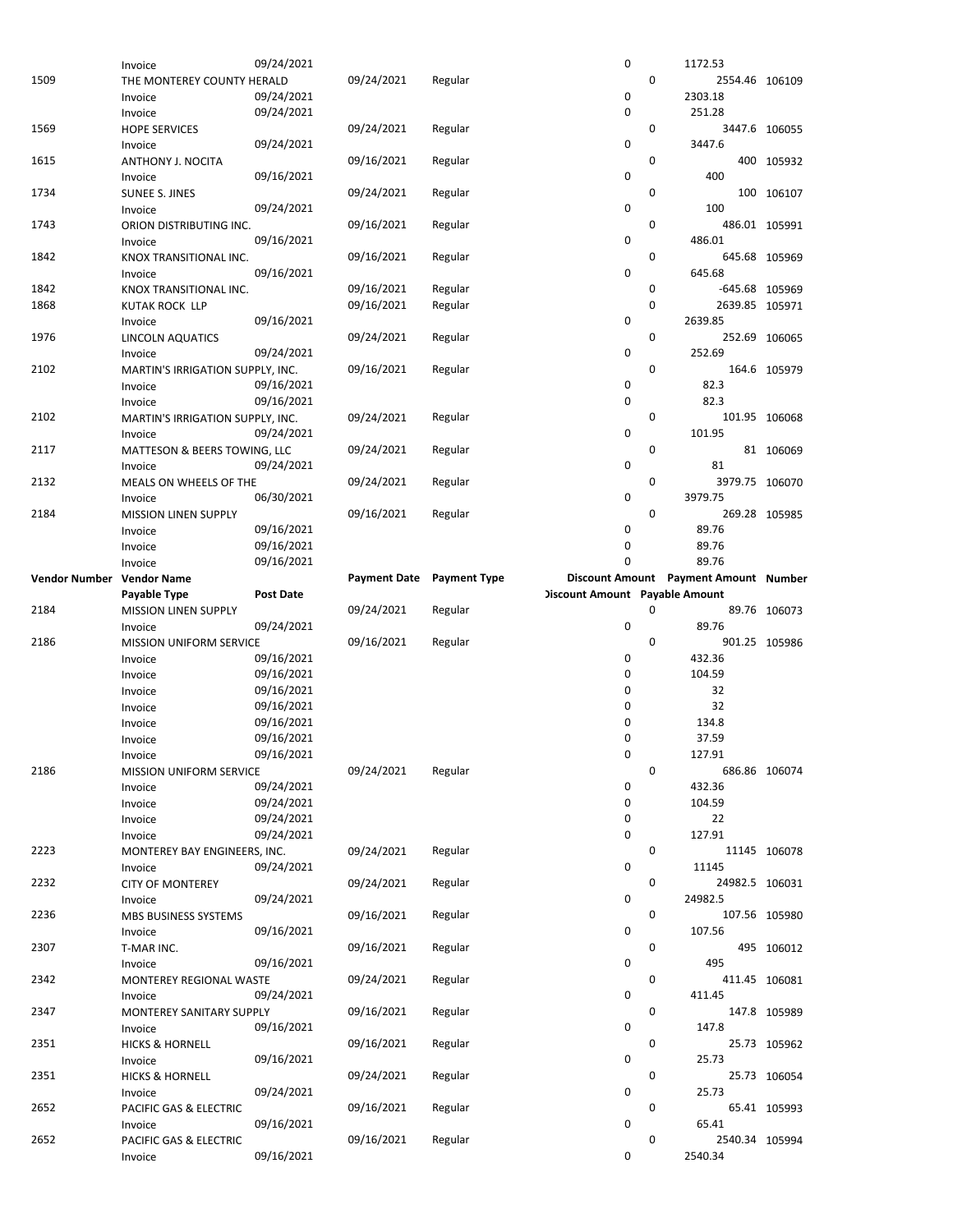| Vendor Number | Vendor Name | | Payment Date | Payment Type | Discount Amount | Payment Amount | Number |
|---|---|---|---|---|---|---|---|
| | Payable Type | Post Date | | | Discount Amount | Payable Amount | |
| | Invoice | 09/24/2021 | | | 0 | 1172.53 | |
| 1509 | THE MONTEREY COUNTY HERALD | | 09/24/2021 | Regular | 0 | 2554.46 | 106109 |
| | Invoice | 09/24/2021 | | | 0 | 2303.18 | |
| | Invoice | 09/24/2021 | | | 0 | 251.28 | |
| 1569 | HOPE SERVICES | | 09/24/2021 | Regular | 0 | 3447.6 | 106055 |
| | Invoice | 09/24/2021 | | | 0 | 3447.6 | |
| 1615 | ANTHONY J. NOCITA | | 09/16/2021 | Regular | 0 | 400 | 105932 |
| | Invoice | 09/16/2021 | | | 0 | 400 | |
| 1734 | SUNEE S. JINES | | 09/24/2021 | Regular | 0 | 100 | 106107 |
| | Invoice | 09/24/2021 | | | 0 | 100 | |
| 1743 | ORION DISTRIBUTING INC. | | 09/16/2021 | Regular | 0 | 486.01 | 105991 |
| | Invoice | 09/16/2021 | | | 0 | 486.01 | |
| 1842 | KNOX TRANSITIONAL INC. | | 09/16/2021 | Regular | 0 | 645.68 | 105969 |
| | Invoice | 09/16/2021 | | | 0 | 645.68 | |
| 1842 | KNOX TRANSITIONAL INC. | | 09/16/2021 | Regular | 0 | -645.68 | 105969 |
| 1868 | KUTAK ROCK LLP | | 09/16/2021 | Regular | 0 | 2639.85 | 105971 |
| | Invoice | 09/16/2021 | | | 0 | 2639.85 | |
| 1976 | LINCOLN AQUATICS | | 09/24/2021 | Regular | 0 | 252.69 | 106065 |
| | Invoice | 09/24/2021 | | | 0 | 252.69 | |
| 2102 | MARTIN'S IRRIGATION SUPPLY, INC. | | 09/16/2021 | Regular | 0 | 164.6 | 105979 |
| | Invoice | 09/16/2021 | | | 0 | 82.3 | |
| | Invoice | 09/16/2021 | | | 0 | 82.3 | |
| 2102 | MARTIN'S IRRIGATION SUPPLY, INC. | | 09/24/2021 | Regular | 0 | 101.95 | 106068 |
| | Invoice | 09/24/2021 | | | 0 | 101.95 | |
| 2117 | MATTESON & BEERS TOWING, LLC | | 09/24/2021 | Regular | 0 | 81 | 106069 |
| | Invoice | 09/24/2021 | | | 0 | 81 | |
| 2132 | MEALS ON WHEELS OF THE | | 09/24/2021 | Regular | 0 | 3979.75 | 106070 |
| | Invoice | 06/30/2021 | | | 0 | 3979.75 | |
| 2184 | MISSION LINEN SUPPLY | | 09/16/2021 | Regular | 0 | 269.28 | 105985 |
| | Invoice | 09/16/2021 | | | 0 | 89.76 | |
| | Invoice | 09/16/2021 | | | 0 | 89.76 | |
| | Invoice | 09/16/2021 | | | 0 | 89.76 | |
| 2184 | MISSION LINEN SUPPLY | | 09/24/2021 | Regular | 0 | 89.76 | 106073 |
| | Invoice | 09/24/2021 | | | 0 | 89.76 | |
| 2186 | MISSION UNIFORM SERVICE | | 09/16/2021 | Regular | 0 | 901.25 | 105986 |
| | Invoice | 09/16/2021 | | | 0 | 432.36 | |
| | Invoice | 09/16/2021 | | | 0 | 104.59 | |
| | Invoice | 09/16/2021 | | | 0 | 32 | |
| | Invoice | 09/16/2021 | | | 0 | 32 | |
| | Invoice | 09/16/2021 | | | 0 | 134.8 | |
| | Invoice | 09/16/2021 | | | 0 | 37.59 | |
| | Invoice | 09/16/2021 | | | 0 | 127.91 | |
| 2186 | MISSION UNIFORM SERVICE | | 09/24/2021 | Regular | 0 | 686.86 | 106074 |
| | Invoice | 09/24/2021 | | | 0 | 432.36 | |
| | Invoice | 09/24/2021 | | | 0 | 104.59 | |
| | Invoice | 09/24/2021 | | | 0 | 22 | |
| | Invoice | 09/24/2021 | | | 0 | 127.91 | |
| 2223 | MONTEREY BAY ENGINEERS, INC. | | 09/24/2021 | Regular | 0 | 11145 | 106078 |
| | Invoice | 09/24/2021 | | | 0 | 11145 | |
| 2232 | CITY OF MONTEREY | | 09/24/2021 | Regular | 0 | 24982.5 | 106031 |
| | Invoice | 09/24/2021 | | | 0 | 24982.5 | |
| 2236 | MBS BUSINESS SYSTEMS | | 09/16/2021 | Regular | 0 | 107.56 | 105980 |
| | Invoice | 09/16/2021 | | | 0 | 107.56 | |
| 2307 | T-MAR INC. | | 09/16/2021 | Regular | 0 | 495 | 106012 |
| | Invoice | 09/16/2021 | | | 0 | 495 | |
| 2342 | MONTEREY REGIONAL WASTE | | 09/24/2021 | Regular | 0 | 411.45 | 106081 |
| | Invoice | 09/24/2021 | | | 0 | 411.45 | |
| 2347 | MONTEREY SANITARY SUPPLY | | 09/16/2021 | Regular | 0 | 147.8 | 105989 |
| | Invoice | 09/16/2021 | | | 0 | 147.8 | |
| 2351 | HICKS & HORNELL | | 09/16/2021 | Regular | 0 | 25.73 | 105962 |
| | Invoice | 09/16/2021 | | | 0 | 25.73 | |
| 2351 | HICKS & HORNELL | | 09/24/2021 | Regular | 0 | 25.73 | 106054 |
| | Invoice | 09/24/2021 | | | 0 | 25.73 | |
| 2652 | PACIFIC GAS & ELECTRIC | | 09/16/2021 | Regular | 0 | 65.41 | 105993 |
| | Invoice | 09/16/2021 | | | 0 | 65.41 | |
| 2652 | PACIFIC GAS & ELECTRIC | | 09/16/2021 | Regular | 0 | 2540.34 | 105994 |
| | Invoice | 09/16/2021 | | | 0 | 2540.34 | |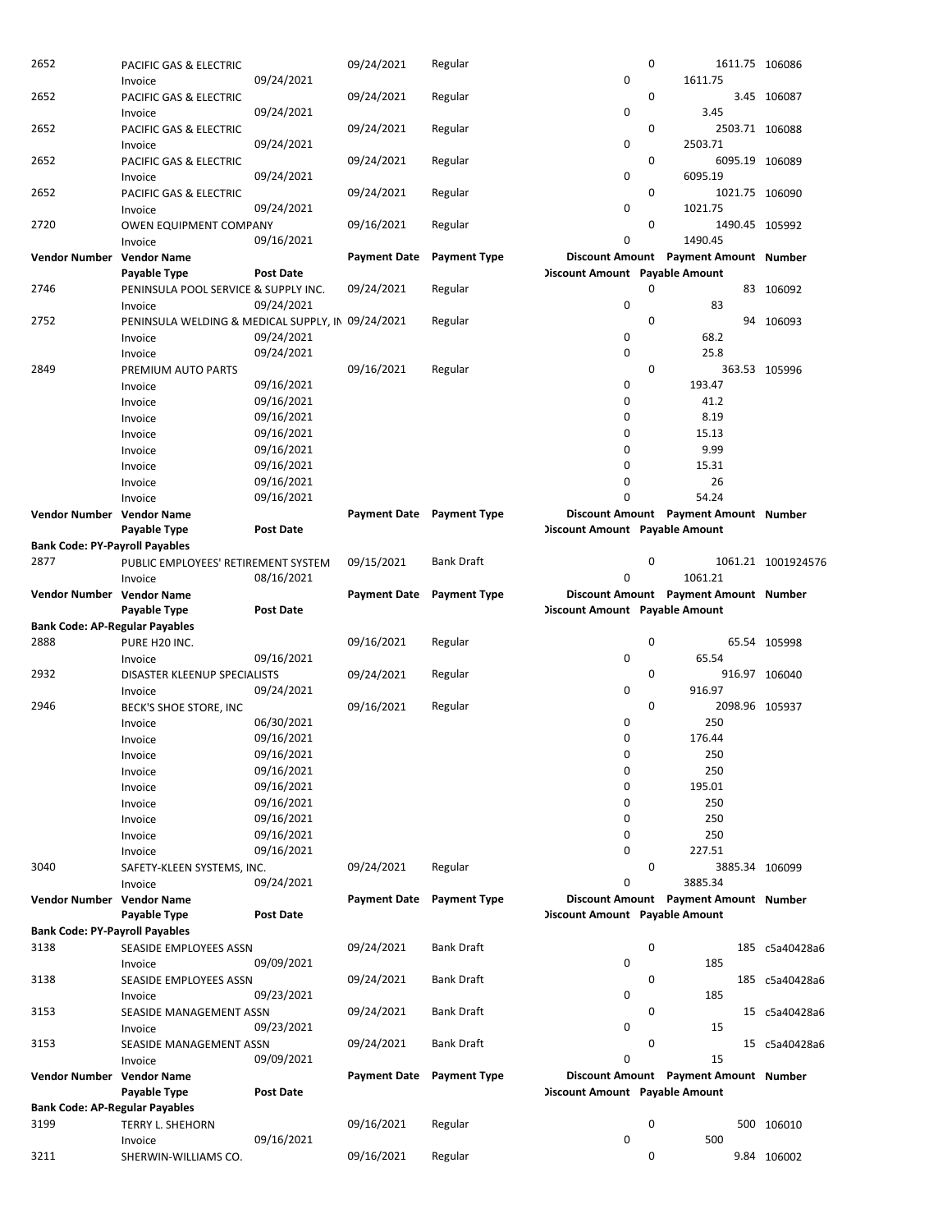| Vendor Number | Vendor Name | | Payment Date | Payment Type | Discount Amount | Payment Amount | Number |
|---|---|---|---|---|---|---|---|
| | Payable Type | Post Date | | | Discount Amount | Payable Amount | |
| 2652 | PACIFIC GAS & ELECTRIC | | 09/24/2021 | Regular | 0 | 1611.75 | 106086 |
| | Invoice | 09/24/2021 | | | 0 | 1611.75 | |
| 2652 | PACIFIC GAS & ELECTRIC | | 09/24/2021 | Regular | 0 | 3.45 | 106087 |
| | Invoice | 09/24/2021 | | | 0 | 3.45 | |
| 2652 | PACIFIC GAS & ELECTRIC | | 09/24/2021 | Regular | 0 | 2503.71 | 106088 |
| | Invoice | 09/24/2021 | | | 0 | 2503.71 | |
| 2652 | PACIFIC GAS & ELECTRIC | | 09/24/2021 | Regular | 0 | 6095.19 | 106089 |
| | Invoice | 09/24/2021 | | | 0 | 6095.19 | |
| 2652 | PACIFIC GAS & ELECTRIC | | 09/24/2021 | Regular | 0 | 1021.75 | 106090 |
| | Invoice | 09/24/2021 | | | 0 | 1021.75 | |
| 2720 | OWEN EQUIPMENT COMPANY | | 09/16/2021 | Regular | 0 | 1490.45 | 105992 |
| | Invoice | 09/16/2021 | | | 0 | 1490.45 | |

| Vendor Number | Vendor Name | | Payment Date | Payment Type | Discount Amount | Payment Amount | Number |
|---|---|---|---|---|---|---|---|
| | Payable Type | Post Date | | | Discount Amount | Payable Amount | |
| 2746 | PENINSULA POOL SERVICE & SUPPLY INC. | | 09/24/2021 | Regular | 0 | 83 | 106092 |
| | Invoice | 09/24/2021 | | | 0 | 83 | |
| 2752 | PENINSULA WELDING & MEDICAL SUPPLY, IN | | 09/24/2021 | Regular | 0 | 94 | 106093 |
| | Invoice | 09/24/2021 | | | 0 | 68.2 | |
| | Invoice | 09/24/2021 | | | 0 | 25.8 | |
| 2849 | PREMIUM AUTO PARTS | | 09/16/2021 | Regular | 0 | 363.53 | 105996 |
| | Invoice | 09/16/2021 | | | 0 | 193.47 | |
| | Invoice | 09/16/2021 | | | 0 | 41.2 | |
| | Invoice | 09/16/2021 | | | 0 | 8.19 | |
| | Invoice | 09/16/2021 | | | 0 | 15.13 | |
| | Invoice | 09/16/2021 | | | 0 | 9.99 | |
| | Invoice | 09/16/2021 | | | 0 | 15.31 | |
| | Invoice | 09/16/2021 | | | 0 | 26 | |
| | Invoice | 09/16/2021 | | | 0 | 54.24 | |

| Vendor Number | Vendor Name | | Payment Date | Payment Type | Discount Amount | Payment Amount | Number |
|---|---|---|---|---|---|---|---|
| | Payable Type | Post Date | | | Discount Amount | Payable Amount | |
| **Bank Code: PY-Payroll Payables** | | | | | | | |
| 2877 | PUBLIC EMPLOYEES' RETIREMENT SYSTEM | | 09/15/2021 | Bank Draft | 0 | 1061.21 | 1001924576 |
| | Invoice | 08/16/2021 | | | 0 | 1061.21 | |

| Vendor Number | Vendor Name | | Payment Date | Payment Type | Discount Amount | Payment Amount | Number |
|---|---|---|---|---|---|---|---|
| | Payable Type | Post Date | | | Discount Amount | Payable Amount | |
| **Bank Code: AP-Regular Payables** | | | | | | | |
| 2888 | PURE H20 INC. | | 09/16/2021 | Regular | 0 | 65.54 | 105998 |
| | Invoice | 09/16/2021 | | | 0 | 65.54 | |
| 2932 | DISASTER KLEENUP SPECIALISTS | | 09/24/2021 | Regular | 0 | 916.97 | 106040 |
| | Invoice | 09/24/2021 | | | 0 | 916.97 | |
| 2946 | BECK'S SHOE STORE, INC | | 09/16/2021 | Regular | 0 | 2098.96 | 105937 |
| | Invoice | 06/30/2021 | | | 0 | 250 | |
| | Invoice | 09/16/2021 | | | 0 | 176.44 | |
| | Invoice | 09/16/2021 | | | 0 | 250 | |
| | Invoice | 09/16/2021 | | | 0 | 250 | |
| | Invoice | 09/16/2021 | | | 0 | 195.01 | |
| | Invoice | 09/16/2021 | | | 0 | 250 | |
| | Invoice | 09/16/2021 | | | 0 | 250 | |
| | Invoice | 09/16/2021 | | | 0 | 250 | |
| | Invoice | 09/16/2021 | | | 0 | 227.51 | |
| 3040 | SAFETY-KLEEN SYSTEMS, INC. | | 09/24/2021 | Regular | 0 | 3885.34 | 106099 |
| | Invoice | 09/24/2021 | | | 0 | 3885.34 | |

| Vendor Number | Vendor Name | | Payment Date | Payment Type | Discount Amount | Payment Amount | Number |
|---|---|---|---|---|---|---|---|
| | Payable Type | Post Date | | | Discount Amount | Payable Amount | |
| **Bank Code: PY-Payroll Payables** | | | | | | | |
| 3138 | SEASIDE EMPLOYEES ASSN | | 09/24/2021 | Bank Draft | 0 | 185 | c5a40428a6 |
| | Invoice | 09/09/2021 | | | 0 | 185 | |
| 3138 | SEASIDE EMPLOYEES ASSN | | 09/24/2021 | Bank Draft | 0 | 185 | c5a40428a6 |
| | Invoice | 09/23/2021 | | | 0 | 185 | |
| 3153 | SEASIDE MANAGEMENT ASSN | | 09/24/2021 | Bank Draft | 0 | 15 | c5a40428a6 |
| | Invoice | 09/23/2021 | | | 0 | 15 | |
| 3153 | SEASIDE MANAGEMENT ASSN | | 09/24/2021 | Bank Draft | 0 | 15 | c5a40428a6 |
| | Invoice | 09/09/2021 | | | 0 | 15 | |

| Vendor Number | Vendor Name | | Payment Date | Payment Type | Discount Amount | Payment Amount | Number |
|---|---|---|---|---|---|---|---|
| | Payable Type | Post Date | | | Discount Amount | Payable Amount | |
| **Bank Code: AP-Regular Payables** | | | | | | | |
| 3199 | TERRY L. SHEHORN | | 09/16/2021 | Regular | 0 | 500 | 106010 |
| | Invoice | 09/16/2021 | | | 0 | 500 | |
| 3211 | SHERWIN-WILLIAMS CO. | | 09/16/2021 | Regular | 0 | 9.84 | 106002 |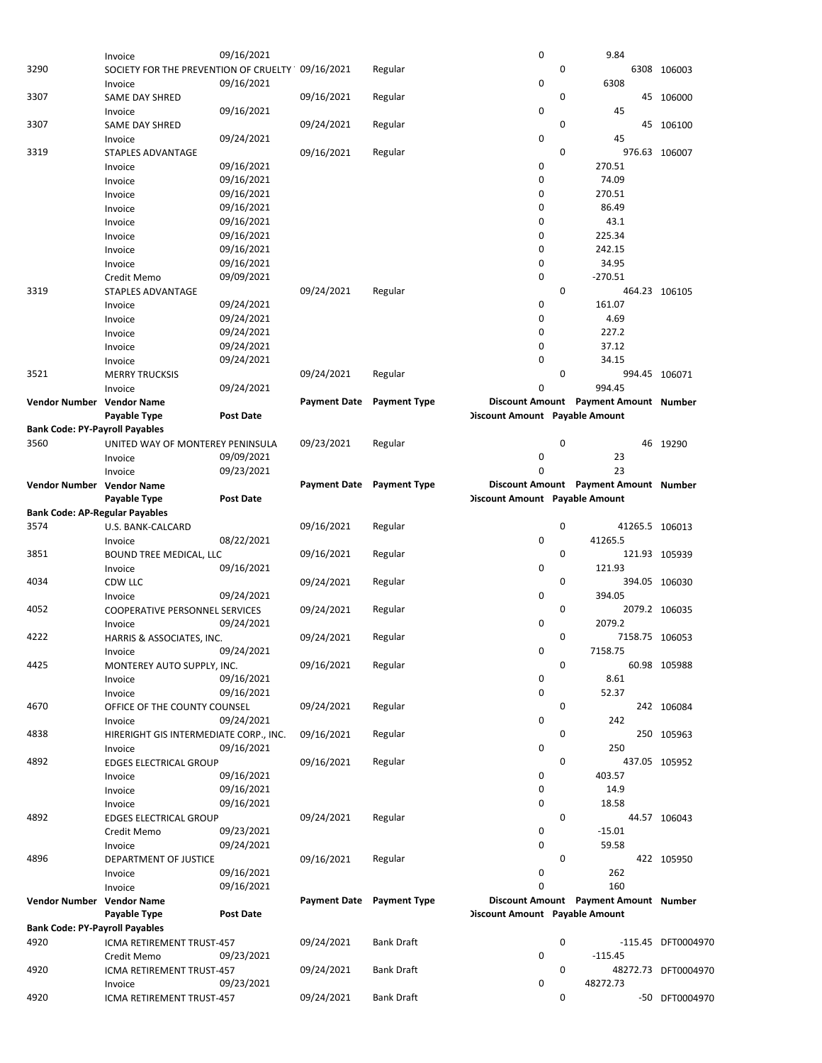| Vendor Number | Vendor Name | | Payment Date | Payment Type | Discount Amount | Payment Amount | Number |
|---|---|---|---|---|---|---|---|
| | Payable Type | Post Date | | | Discount Amount | Payable Amount | |
| | Invoice | 09/16/2021 | | | 0 | 9.84 | |
| 3290 | SOCIETY FOR THE PREVENTION OF CRUELTY | | 09/16/2021 | Regular | 0 | 6308 | 106003 |
| | Invoice | 09/16/2021 | | | 0 | 6308 | |
| 3307 | SAME DAY SHRED | | 09/16/2021 | Regular | 0 | 45 | 106000 |
| | Invoice | 09/16/2021 | | | 0 | 45 | |
| 3307 | SAME DAY SHRED | | 09/24/2021 | Regular | 0 | 45 | 106100 |
| | Invoice | 09/24/2021 | | | 0 | 45 | |
| 3319 | STAPLES ADVANTAGE | | 09/16/2021 | Regular | 0 | 976.63 | 106007 |
| | Invoice | 09/16/2021 | | | 0 | 270.51 | |
| | Invoice | 09/16/2021 | | | 0 | 74.09 | |
| | Invoice | 09/16/2021 | | | 0 | 270.51 | |
| | Invoice | 09/16/2021 | | | 0 | 86.49 | |
| | Invoice | 09/16/2021 | | | 0 | 43.1 | |
| | Invoice | 09/16/2021 | | | 0 | 225.34 | |
| | Invoice | 09/16/2021 | | | 0 | 242.15 | |
| | Invoice | 09/16/2021 | | | 0 | 34.95 | |
| | Credit Memo | 09/09/2021 | | | 0 | -270.51 | |
| 3319 | STAPLES ADVANTAGE | | 09/24/2021 | Regular | 0 | 464.23 | 106105 |
| | Invoice | 09/24/2021 | | | 0 | 161.07 | |
| | Invoice | 09/24/2021 | | | 0 | 4.69 | |
| | Invoice | 09/24/2021 | | | 0 | 227.2 | |
| | Invoice | 09/24/2021 | | | 0 | 37.12 | |
| | Invoice | 09/24/2021 | | | 0 | 34.15 | |
| 3521 | MERRY TRUCKSIS | | 09/24/2021 | Regular | 0 | 994.45 | 106071 |
| | Invoice | 09/24/2021 | | | 0 | 994.45 | |

| Vendor Number | Vendor Name | | Payment Date | Payment Type | Discount Amount | Payment Amount | Number |
|---|---|---|---|---|---|---|---|
| | Payable Type | Post Date | | | Discount Amount | Payable Amount | |
| **Bank Code: PY-Payroll Payables** | | | | | | | |
| 3560 | UNITED WAY OF MONTEREY PENINSULA | | 09/23/2021 | Regular | 0 | 46 | 19290 |
| | Invoice | 09/09/2021 | | | 0 | 23 | |
| | Invoice | 09/23/2021 | | | 0 | 23 | |

| Vendor Number | Vendor Name | | Payment Date | Payment Type | Discount Amount | Payment Amount | Number |
|---|---|---|---|---|---|---|---|
| | Payable Type | Post Date | | | Discount Amount | Payable Amount | |
| **Bank Code: AP-Regular Payables** | | | | | | | |
| 3574 | U.S. BANK-CALCARD | | 09/16/2021 | Regular | 0 | 41265.5 | 106013 |
| | Invoice | 08/22/2021 | | | 0 | 41265.5 | |
| 3851 | BOUND TREE MEDICAL, LLC | | 09/16/2021 | Regular | 0 | 121.93 | 105939 |
| | Invoice | 09/16/2021 | | | 0 | 121.93 | |
| 4034 | CDW LLC | | 09/24/2021 | Regular | 0 | 394.05 | 106030 |
| | Invoice | 09/24/2021 | | | 0 | 394.05 | |
| 4052 | COOPERATIVE PERSONNEL SERVICES | | 09/24/2021 | Regular | 0 | 2079.2 | 106035 |
| | Invoice | 09/24/2021 | | | 0 | 2079.2 | |
| 4222 | HARRIS & ASSOCIATES, INC. | | 09/24/2021 | Regular | 0 | 7158.75 | 106053 |
| | Invoice | 09/24/2021 | | | 0 | 7158.75 | |
| 4425 | MONTEREY AUTO SUPPLY, INC. | | 09/16/2021 | Regular | 0 | 60.98 | 105988 |
| | Invoice | 09/16/2021 | | | 0 | 8.61 | |
| | Invoice | 09/16/2021 | | | 0 | 52.37 | |
| 4670 | OFFICE OF THE COUNTY COUNSEL | | 09/24/2021 | Regular | 0 | 242 | 106084 |
| | Invoice | 09/24/2021 | | | 0 | 242 | |
| 4838 | HIRERIGHT GIS INTERMEDIATE CORP., INC. | | 09/16/2021 | Regular | 0 | 250 | 105963 |
| | Invoice | 09/16/2021 | | | 0 | 250 | |
| 4892 | EDGES ELECTRICAL GROUP | | 09/16/2021 | Regular | 0 | 437.05 | 105952 |
| | Invoice | 09/16/2021 | | | 0 | 403.57 | |
| | Invoice | 09/16/2021 | | | 0 | 14.9 | |
| | Invoice | 09/16/2021 | | | 0 | 18.58 | |
| 4892 | EDGES ELECTRICAL GROUP | | 09/24/2021 | Regular | 0 | 44.57 | 106043 |
| | Credit Memo | 09/23/2021 | | | 0 | -15.01 | |
| | Invoice | 09/24/2021 | | | 0 | 59.58 | |
| 4896 | DEPARTMENT OF JUSTICE | | 09/16/2021 | Regular | 0 | 422 | 105950 |
| | Invoice | 09/16/2021 | | | 0 | 262 | |
| | Invoice | 09/16/2021 | | | 0 | 160 | |

| Vendor Number | Vendor Name | | Payment Date | Payment Type | Discount Amount | Payment Amount | Number |
|---|---|---|---|---|---|---|---|
| | Payable Type | Post Date | | | Discount Amount | Payable Amount | |
| **Bank Code: PY-Payroll Payables** | | | | | | | |
| 4920 | ICMA RETIREMENT TRUST-457 | | 09/24/2021 | Bank Draft | 0 | -115.45 | DFT0004970 |
| | Credit Memo | 09/23/2021 | | | 0 | -115.45 | |
| 4920 | ICMA RETIREMENT TRUST-457 | | 09/24/2021 | Bank Draft | 0 | 48272.73 | DFT0004970 |
| | Invoice | 09/23/2021 | | | 0 | 48272.73 | |
| 4920 | ICMA RETIREMENT TRUST-457 | | 09/24/2021 | Bank Draft | 0 | -50 | DFT0004970 |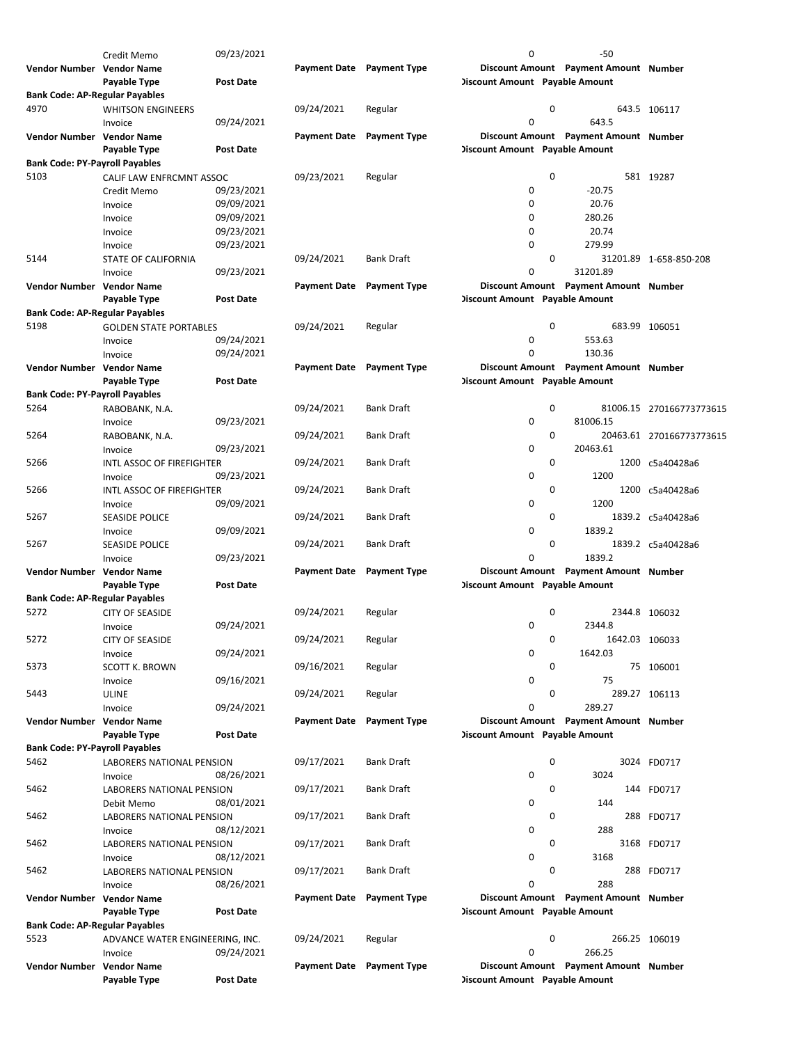| Vendor Number | Vendor Name | Post Date | Payment Date | Payment Type | Discount Amount | Payment Amount | Number |
|---|---|---|---|---|---|---|---|
| | Credit Memo | 09/23/2021 | | | 0 | -50 | |
| **Vendor Number** | **Vendor Name** | | **Payment Date** | **Payment Type** | **Discount Amount** | **Payment Amount** | **Number** |
| | **Payable Type** | **Post Date** | | | **Discount Amount** | **Payable Amount** | |
| **Bank Code: AP-Regular Payables** | | | | | | | |
| 4970 | WHITSON ENGINEERS | | 09/24/2021 | Regular | 0 | 643.5 | 106117 |
| | Invoice | 09/24/2021 | | | 0 | 643.5 | |
| **Vendor Number** | **Vendor Name** | | **Payment Date** | **Payment Type** | **Discount Amount** | **Payment Amount** | **Number** |
| | **Payable Type** | **Post Date** | | | **Discount Amount** | **Payable Amount** | |
| **Bank Code: PY-Payroll Payables** | | | | | | | |
| 5103 | CALIF LAW ENFRCMNT ASSOC | | 09/23/2021 | Regular | 0 | 581 | 19287 |
| | Credit Memo | 09/23/2021 | | | 0 | -20.75 | |
| | Invoice | 09/09/2021 | | | 0 | 20.76 | |
| | Invoice | 09/09/2021 | | | 0 | 280.26 | |
| | Invoice | 09/23/2021 | | | 0 | 20.74 | |
| | Invoice | 09/23/2021 | | | 0 | 279.99 | |
| 5144 | STATE OF CALIFORNIA | | 09/24/2021 | Bank Draft | 0 | 31201.89 | 1-658-850-208 |
| | Invoice | 09/23/2021 | | | 0 | 31201.89 | |
| **Vendor Number** | **Vendor Name** | | **Payment Date** | **Payment Type** | **Discount Amount** | **Payment Amount** | **Number** |
| | **Payable Type** | **Post Date** | | | **Discount Amount** | **Payable Amount** | |
| **Bank Code: AP-Regular Payables** | | | | | | | |
| 5198 | GOLDEN STATE PORTABLES | | 09/24/2021 | Regular | 0 | 683.99 | 106051 |
| | Invoice | 09/24/2021 | | | 0 | 553.63 | |
| | Invoice | 09/24/2021 | | | 0 | 130.36 | |
| **Vendor Number** | **Vendor Name** | | **Payment Date** | **Payment Type** | **Discount Amount** | **Payment Amount** | **Number** |
| | **Payable Type** | **Post Date** | | | **Discount Amount** | **Payable Amount** | |
| **Bank Code: PY-Payroll Payables** | | | | | | | |
| 5264 | RABOBANK, N.A. | | 09/24/2021 | Bank Draft | 0 | 81006.15 | 270166773773615 |
| | Invoice | 09/23/2021 | | | 0 | 81006.15 | |
| 5264 | RABOBANK, N.A. | | 09/24/2021 | Bank Draft | 0 | 20463.61 | 270166773773615 |
| | Invoice | 09/23/2021 | | | 0 | 20463.61 | |
| 5266 | INTL ASSOC OF FIREFIGHTER | | 09/24/2021 | Bank Draft | 0 | 1200 | c5a40428a6 |
| | Invoice | 09/23/2021 | | | 0 | 1200 | |
| 5266 | INTL ASSOC OF FIREFIGHTER | | 09/24/2021 | Bank Draft | 0 | 1200 | c5a40428a6 |
| | Invoice | 09/09/2021 | | | 0 | 1200 | |
| 5267 | SEASIDE POLICE | | 09/24/2021 | Bank Draft | 0 | 1839.2 | c5a40428a6 |
| | Invoice | 09/09/2021 | | | 0 | 1839.2 | |
| 5267 | SEASIDE POLICE | | 09/24/2021 | Bank Draft | 0 | 1839.2 | c5a40428a6 |
| | Invoice | 09/23/2021 | | | 0 | 1839.2 | |
| **Vendor Number** | **Vendor Name** | | **Payment Date** | **Payment Type** | **Discount Amount** | **Payment Amount** | **Number** |
| | **Payable Type** | **Post Date** | | | **Discount Amount** | **Payable Amount** | |
| **Bank Code: AP-Regular Payables** | | | | | | | |
| 5272 | CITY OF SEASIDE | | 09/24/2021 | Regular | 0 | 2344.8 | 106032 |
| | Invoice | 09/24/2021 | | | 0 | 2344.8 | |
| 5272 | CITY OF SEASIDE | | 09/24/2021 | Regular | 0 | 1642.03 | 106033 |
| | Invoice | 09/24/2021 | | | 0 | 1642.03 | |
| 5373 | SCOTT K. BROWN | | 09/16/2021 | Regular | 0 | 75 | 106001 |
| | Invoice | 09/16/2021 | | | 0 | 75 | |
| 5443 | ULINE | | 09/24/2021 | Regular | 0 | 289.27 | 106113 |
| | Invoice | 09/24/2021 | | | 0 | 289.27 | |
| **Vendor Number** | **Vendor Name** | | **Payment Date** | **Payment Type** | **Discount Amount** | **Payment Amount** | **Number** |
| | **Payable Type** | **Post Date** | | | **Discount Amount** | **Payable Amount** | |
| **Bank Code: PY-Payroll Payables** | | | | | | | |
| 5462 | LABORERS NATIONAL PENSION | | 09/17/2021 | Bank Draft | 0 | 3024 | FD0717 |
| | Invoice | 08/26/2021 | | | 0 | 3024 | |
| 5462 | LABORERS NATIONAL PENSION | | 09/17/2021 | Bank Draft | 0 | 144 | FD0717 |
| | Debit Memo | 08/01/2021 | | | 0 | 144 | |
| 5462 | LABORERS NATIONAL PENSION | | 09/17/2021 | Bank Draft | 0 | 288 | FD0717 |
| | Invoice | 08/12/2021 | | | 0 | 288 | |
| 5462 | LABORERS NATIONAL PENSION | | 09/17/2021 | Bank Draft | 0 | 3168 | FD0717 |
| | Invoice | 08/12/2021 | | | 0 | 3168 | |
| 5462 | LABORERS NATIONAL PENSION | | 09/17/2021 | Bank Draft | 0 | 288 | FD0717 |
| | Invoice | 08/26/2021 | | | 0 | 288 | |
| **Vendor Number** | **Vendor Name** | | **Payment Date** | **Payment Type** | **Discount Amount** | **Payment Amount** | **Number** |
| | **Payable Type** | **Post Date** | | | **Discount Amount** | **Payable Amount** | |
| **Bank Code: AP-Regular Payables** | | | | | | | |
| 5523 | ADVANCE WATER ENGINEERING, INC. | | 09/24/2021 | Regular | 0 | 266.25 | 106019 |
| | Invoice | 09/24/2021 | | | 0 | 266.25 | |
| **Vendor Number** | **Vendor Name** | | **Payment Date** | **Payment Type** | **Discount Amount** | **Payment Amount** | **Number** |
| | **Payable Type** | **Post Date** | | | **Discount Amount** | **Payable Amount** | |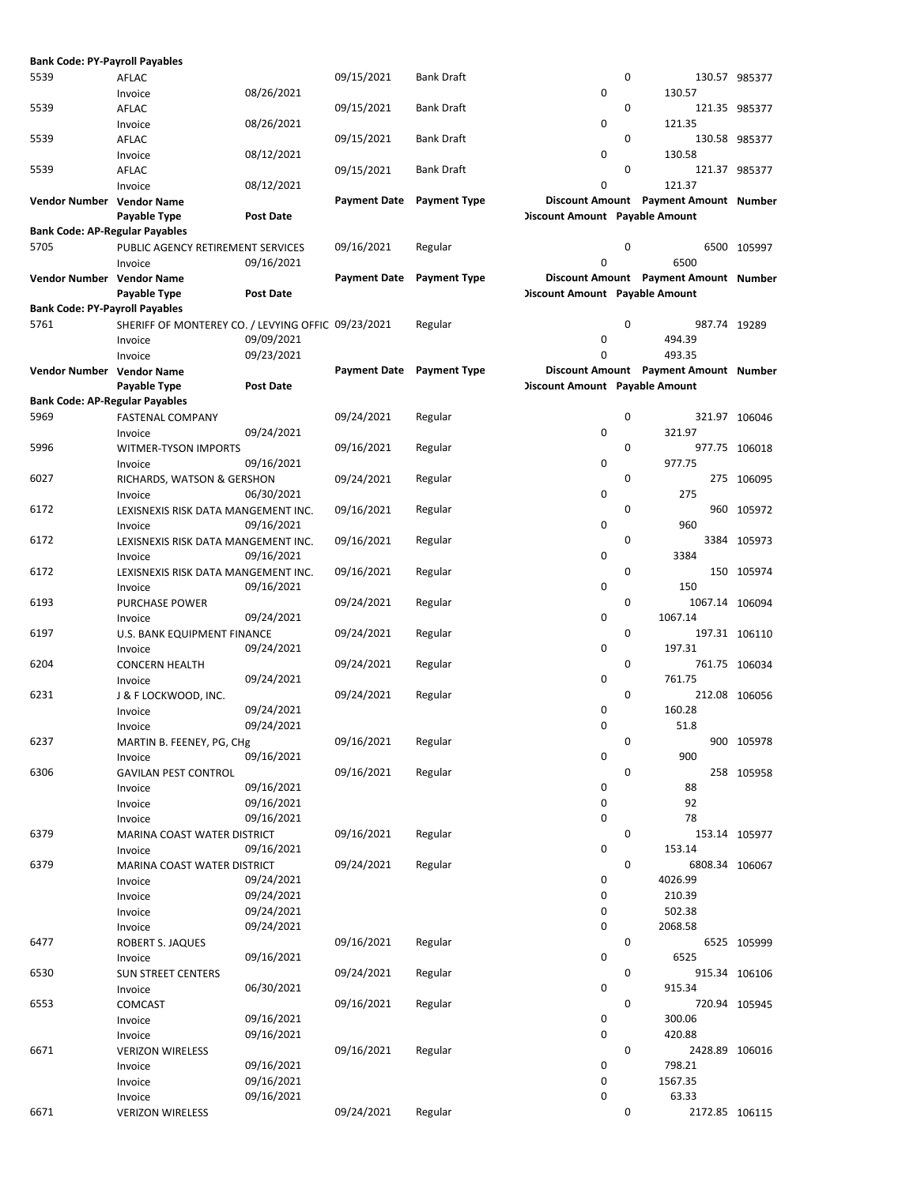**Bank Code: PY-Payroll Payables**

| Vendor Number | Vendor Name | | Payment Date | Payment Type | Discount Amount | Payment Amount | Number |
|---|---|---|---|---|---|---|---|
| | Payable Type | Post Date | | | Discount Amount | Payable Amount | |
| 5539 | AFLAC | | 09/15/2021 | Bank Draft | 0 | 130.57 | 985377 |
| | Invoice | 08/26/2021 | | | 0 | 130.57 | |
| 5539 | AFLAC | | 09/15/2021 | Bank Draft | 0 | 121.35 | 985377 |
| | Invoice | 08/26/2021 | | | 0 | 121.35 | |
| 5539 | AFLAC | | 09/15/2021 | Bank Draft | 0 | 130.58 | 985377 |
| | Invoice | 08/12/2021 | | | 0 | 130.58 | |
| 5539 | AFLAC | | 09/15/2021 | Bank Draft | 0 | 121.37 | 985377 |
| | Invoice | 08/12/2021 | | | 0 | 121.37 | |

**Bank Code: AP-Regular Payables**

| Vendor Number | Vendor Name | | Payment Date | Payment Type | Discount Amount | Payment Amount | Number |
|---|---|---|---|---|---|---|---|
| | Payable Type | Post Date | | | Discount Amount | Payable Amount | |
| 5705 | PUBLIC AGENCY RETIREMENT SERVICES | | 09/16/2021 | Regular | 0 | 6500 | 105997 |
| | Invoice | 09/16/2021 | | | 0 | 6500 | |

**Bank Code: PY-Payroll Payables**

| Vendor Number | Vendor Name | | Payment Date | Payment Type | Discount Amount | Payment Amount | Number |
|---|---|---|---|---|---|---|---|
| | Payable Type | Post Date | | | Discount Amount | Payable Amount | |
| 5761 | SHERIFF OF MONTEREY CO. / LEVYING OFFIC | | 09/23/2021 | Regular | 0 | 987.74 | 19289 |
| | Invoice | 09/09/2021 | | | 0 | 494.39 | |
| | Invoice | 09/23/2021 | | | 0 | 493.35 | |

**Bank Code: AP-Regular Payables**

| Vendor Number | Vendor Name | | Payment Date | Payment Type | Discount Amount | Payment Amount | Number |
|---|---|---|---|---|---|---|---|
| | Payable Type | Post Date | | | Discount Amount | Payable Amount | |
| 5969 | FASTENAL COMPANY | | 09/24/2021 | Regular | 0 | 321.97 | 106046 |
| | Invoice | 09/24/2021 | | | 0 | 321.97 | |
| 5996 | WITMER-TYSON IMPORTS | | 09/16/2021 | Regular | 0 | 977.75 | 106018 |
| | Invoice | 09/16/2021 | | | 0 | 977.75 | |
| 6027 | RICHARDS, WATSON & GERSHON | | 09/24/2021 | Regular | 0 | 275 | 106095 |
| | Invoice | 06/30/2021 | | | 0 | 275 | |
| 6172 | LEXISNEXIS RISK DATA MANGEMENT INC. | | 09/16/2021 | Regular | 0 | 960 | 105972 |
| | Invoice | 09/16/2021 | | | 0 | 960 | |
| 6172 | LEXISNEXIS RISK DATA MANGEMENT INC. | | 09/16/2021 | Regular | 0 | 3384 | 105973 |
| | Invoice | 09/16/2021 | | | 0 | 3384 | |
| 6172 | LEXISNEXIS RISK DATA MANGEMENT INC. | | 09/16/2021 | Regular | 0 | 150 | 105974 |
| | Invoice | 09/16/2021 | | | 0 | 150 | |
| 6193 | PURCHASE POWER | | 09/24/2021 | Regular | 0 | 1067.14 | 106094 |
| | Invoice | 09/24/2021 | | | 0 | 1067.14 | |
| 6197 | U.S. BANK EQUIPMENT FINANCE | | 09/24/2021 | Regular | 0 | 197.31 | 106110 |
| | Invoice | 09/24/2021 | | | 0 | 197.31 | |
| 6204 | CONCERN HEALTH | | 09/24/2021 | Regular | 0 | 761.75 | 106034 |
| | Invoice | 09/24/2021 | | | 0 | 761.75 | |
| 6231 | J & F LOCKWOOD, INC. | | 09/24/2021 | Regular | 0 | 212.08 | 106056 |
| | Invoice | 09/24/2021 | | | 0 | 160.28 | |
| | Invoice | 09/24/2021 | | | 0 | 51.8 | |
| 6237 | MARTIN B. FEENEY, PG, CHg | | 09/16/2021 | Regular | 0 | 900 | 105978 |
| | Invoice | 09/16/2021 | | | 0 | 900 | |
| 6306 | GAVILAN PEST CONTROL | | 09/16/2021 | Regular | 0 | 258 | 105958 |
| | Invoice | 09/16/2021 | | | 0 | 88 | |
| | Invoice | 09/16/2021 | | | 0 | 92 | |
| | Invoice | 09/16/2021 | | | 0 | 78 | |
| 6379 | MARINA COAST WATER DISTRICT | | 09/16/2021 | Regular | 0 | 153.14 | 105977 |
| | Invoice | 09/16/2021 | | | 0 | 153.14 | |
| 6379 | MARINA COAST WATER DISTRICT | | 09/24/2021 | Regular | 0 | 6808.34 | 106067 |
| | Invoice | 09/24/2021 | | | 0 | 4026.99 | |
| | Invoice | 09/24/2021 | | | 0 | 210.39 | |
| | Invoice | 09/24/2021 | | | 0 | 502.38 | |
| | Invoice | 09/24/2021 | | | 0 | 2068.58 | |
| 6477 | ROBERT S. JAQUES | | 09/16/2021 | Regular | 0 | 6525 | 105999 |
| | Invoice | 09/16/2021 | | | 0 | 6525 | |
| 6530 | SUN STREET CENTERS | | 09/24/2021 | Regular | 0 | 915.34 | 106106 |
| | Invoice | 06/30/2021 | | | 0 | 915.34 | |
| 6553 | COMCAST | | 09/16/2021 | Regular | 0 | 720.94 | 105945 |
| | Invoice | 09/16/2021 | | | 0 | 300.06 | |
| | Invoice | 09/16/2021 | | | 0 | 420.88 | |
| 6671 | VERIZON WIRELESS | | 09/16/2021 | Regular | 0 | 2428.89 | 106016 |
| | Invoice | 09/16/2021 | | | 0 | 798.21 | |
| | Invoice | 09/16/2021 | | | 0 | 1567.35 | |
| | Invoice | 09/16/2021 | | | 0 | 63.33 | |
| 6671 | VERIZON WIRELESS | | 09/24/2021 | Regular | 0 | 2172.85 | 106115 |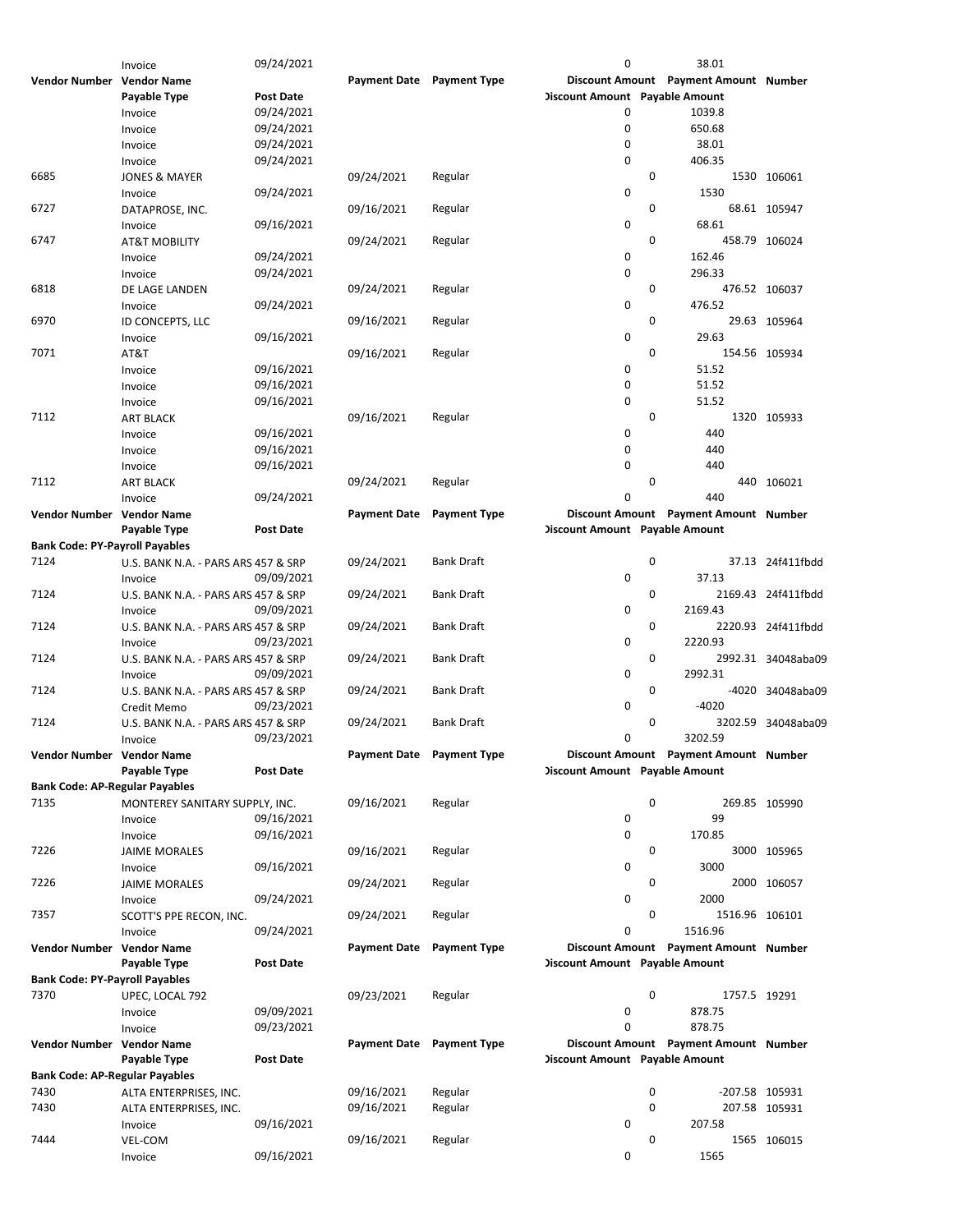| Vendor Number | Vendor Name | Post Date | Payment Date | Payment Type | Discount Amount | Payment Amount | Number |
|---|---|---|---|---|---|---|---|
| | Invoice | 09/24/2021 | | | 0 | 38.01 | |
| **Vendor Number** | **Vendor Name** | | **Payment Date** | **Payment Type** | **Discount Amount** | **Payment Amount** | **Number** |
| | **Payable Type** | **Post Date** | | | **Discount Amount** | **Payable Amount** | |
| | Invoice | 09/24/2021 | | | 0 | 1039.8 | |
| | Invoice | 09/24/2021 | | | 0 | 650.68 | |
| | Invoice | 09/24/2021 | | | 0 | 38.01 | |
| | Invoice | 09/24/2021 | | | 0 | 406.35 | |
| 6685 | JONES & MAYER | | 09/24/2021 | Regular | 0 | 1530 | 106061 |
| | Invoice | 09/24/2021 | | | 0 | 1530 | |
| 6727 | DATAPROSE, INC. | | 09/16/2021 | Regular | 0 | 68.61 | 105947 |
| | Invoice | 09/16/2021 | | | 0 | 68.61 | |
| 6747 | AT&T MOBILITY | | 09/24/2021 | Regular | 0 | 458.79 | 106024 |
| | Invoice | 09/24/2021 | | | 0 | 162.46 | |
| | Invoice | 09/24/2021 | | | 0 | 296.33 | |
| 6818 | DE LAGE LANDEN | | 09/24/2021 | Regular | 0 | 476.52 | 106037 |
| | Invoice | 09/24/2021 | | | 0 | 476.52 | |
| 6970 | ID CONCEPTS, LLC | | 09/16/2021 | Regular | 0 | 29.63 | 105964 |
| | Invoice | 09/16/2021 | | | 0 | 29.63 | |
| 7071 | AT&T | | 09/16/2021 | Regular | 0 | 154.56 | 105934 |
| | Invoice | 09/16/2021 | | | 0 | 51.52 | |
| | Invoice | 09/16/2021 | | | 0 | 51.52 | |
| | Invoice | 09/16/2021 | | | 0 | 51.52 | |
| 7112 | ART BLACK | | 09/16/2021 | Regular | 0 | 1320 | 105933 |
| | Invoice | 09/16/2021 | | | 0 | 440 | |
| | Invoice | 09/16/2021 | | | 0 | 440 | |
| | Invoice | 09/16/2021 | | | 0 | 440 | |
| 7112 | ART BLACK | | 09/24/2021 | Regular | 0 | 440 | 106021 |
| | Invoice | 09/24/2021 | | | 0 | 440 | |
| **Vendor Number** | **Vendor Name** | | **Payment Date** | **Payment Type** | **Discount Amount** | **Payment Amount** | **Number** |
| | **Payable Type** | **Post Date** | | | **Discount Amount** | **Payable Amount** | |
| **Bank Code: PY-Payroll Payables** | | | | | | | |
| 7124 | U.S. BANK N.A. - PARS ARS 457 & SRP | | 09/24/2021 | Bank Draft | 0 | 37.13 | 24f411fbdd |
| | Invoice | 09/09/2021 | | | 0 | 37.13 | |
| 7124 | U.S. BANK N.A. - PARS ARS 457 & SRP | | 09/24/2021 | Bank Draft | 0 | 2169.43 | 24f411fbdd |
| | Invoice | 09/09/2021 | | | 0 | 2169.43 | |
| 7124 | U.S. BANK N.A. - PARS ARS 457 & SRP | | 09/24/2021 | Bank Draft | 0 | 2220.93 | 24f411fbdd |
| | Invoice | 09/23/2021 | | | 0 | 2220.93 | |
| 7124 | U.S. BANK N.A. - PARS ARS 457 & SRP | | 09/24/2021 | Bank Draft | 0 | 2992.31 | 34048aba09 |
| | Invoice | 09/09/2021 | | | 0 | 2992.31 | |
| 7124 | U.S. BANK N.A. - PARS ARS 457 & SRP | | 09/24/2021 | Bank Draft | 0 | -4020 | 34048aba09 |
| | Credit Memo | 09/23/2021 | | | 0 | -4020 | |
| 7124 | U.S. BANK N.A. - PARS ARS 457 & SRP | | 09/24/2021 | Bank Draft | 0 | 3202.59 | 34048aba09 |
| | Invoice | 09/23/2021 | | | 0 | 3202.59 | |
| **Vendor Number** | **Vendor Name** | | **Payment Date** | **Payment Type** | **Discount Amount** | **Payment Amount** | **Number** |
| | **Payable Type** | **Post Date** | | | **Discount Amount** | **Payable Amount** | |
| **Bank Code: AP-Regular Payables** | | | | | | | |
| 7135 | MONTEREY SANITARY SUPPLY, INC. | | 09/16/2021 | Regular | 0 | 269.85 | 105990 |
| | Invoice | 09/16/2021 | | | 0 | 99 | |
| | Invoice | 09/16/2021 | | | 0 | 170.85 | |
| 7226 | JAIME MORALES | | 09/16/2021 | Regular | 0 | 3000 | 105965 |
| | Invoice | 09/16/2021 | | | 0 | 3000 | |
| 7226 | JAIME MORALES | | 09/24/2021 | Regular | 0 | 2000 | 106057 |
| | Invoice | 09/24/2021 | | | 0 | 2000 | |
| 7357 | SCOTT'S PPE RECON, INC. | | 09/24/2021 | Regular | 0 | 1516.96 | 106101 |
| | Invoice | 09/24/2021 | | | 0 | 1516.96 | |
| **Vendor Number** | **Vendor Name** | | **Payment Date** | **Payment Type** | **Discount Amount** | **Payment Amount** | **Number** |
| | **Payable Type** | **Post Date** | | | **Discount Amount** | **Payable Amount** | |
| **Bank Code: PY-Payroll Payables** | | | | | | | |
| 7370 | UPEC, LOCAL 792 | | 09/23/2021 | Regular | 0 | 1757.5 | 19291 |
| | Invoice | 09/09/2021 | | | 0 | 878.75 | |
| | Invoice | 09/23/2021 | | | 0 | 878.75 | |
| **Vendor Number** | **Vendor Name** | | **Payment Date** | **Payment Type** | **Discount Amount** | **Payment Amount** | **Number** |
| | **Payable Type** | **Post Date** | | | **Discount Amount** | **Payable Amount** | |
| **Bank Code: AP-Regular Payables** | | | | | | | |
| 7430 | ALTA ENTERPRISES, INC. | | 09/16/2021 | Regular | 0 | -207.58 | 105931 |
| 7430 | ALTA ENTERPRISES, INC. | | 09/16/2021 | Regular | 0 | 207.58 | 105931 |
| | Invoice | 09/16/2021 | | | 0 | 207.58 | |
| 7444 | VEL-COM | | 09/16/2021 | Regular | 0 | 1565 | 106015 |
| | Invoice | 09/16/2021 | | | 0 | 1565 | |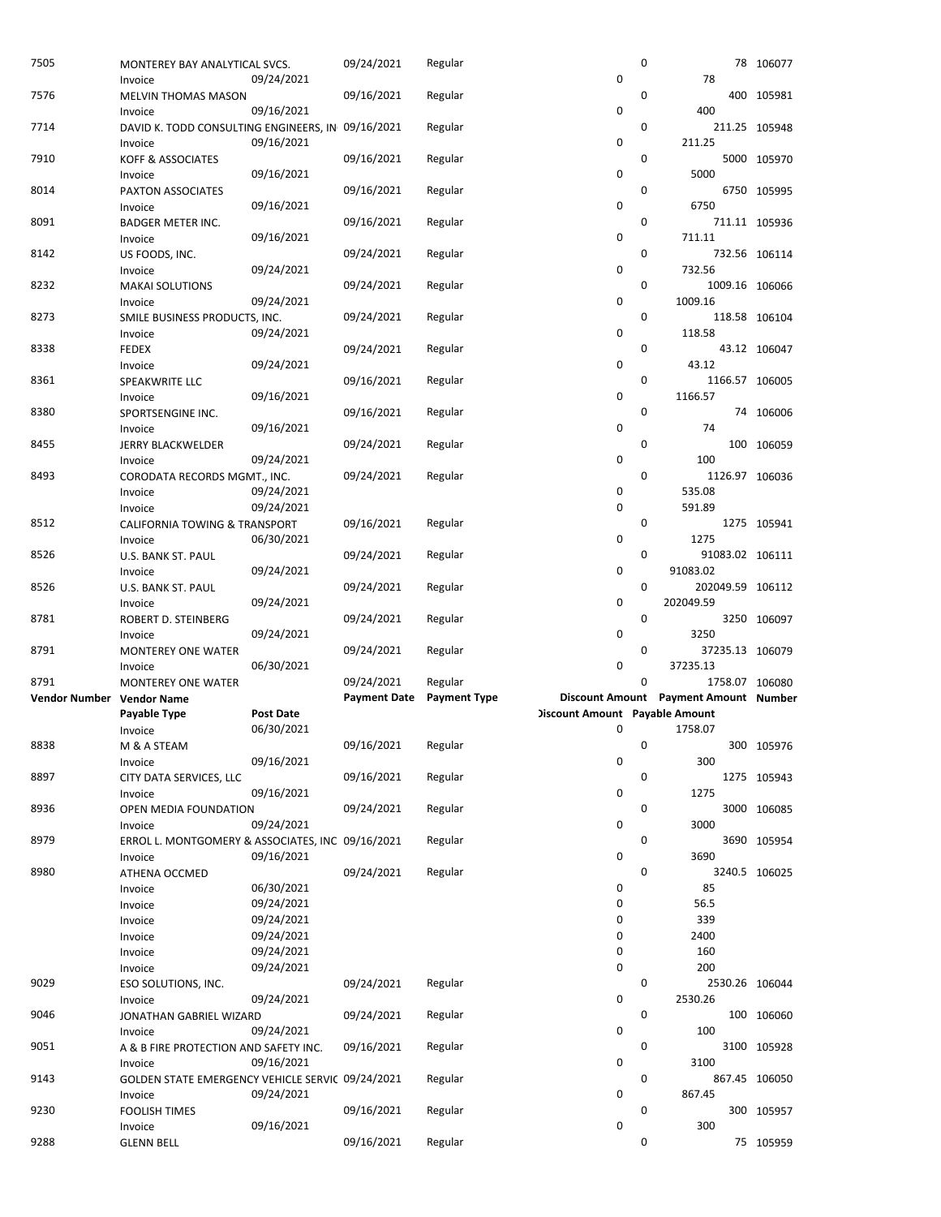| Vendor Number | Vendor Name | | Payment Date | Payment Type | Discount Amount | Payment Amount | Number |
|---|---|---|---|---|---|---|---|
| | Payable Type | Post Date | | | Discount Amount | Payable Amount | |
| 7505 | MONTEREY BAY ANALYTICAL SVCS. | | 09/24/2021 | Regular | 0 | 78 | 106077 |
| | Invoice | 09/24/2021 | | | 0 | 78 | |
| 7576 | MELVIN THOMAS MASON | | 09/16/2021 | Regular | 0 | 400 | 105981 |
| | Invoice | 09/16/2021 | | | 0 | 400 | |
| 7714 | DAVID K. TODD CONSULTING ENGINEERS, IN | | 09/16/2021 | Regular | 0 | 211.25 | 105948 |
| | Invoice | 09/16/2021 | | | 0 | 211.25 | |
| 7910 | KOFF & ASSOCIATES | | 09/16/2021 | Regular | 0 | 5000 | 105970 |
| | Invoice | 09/16/2021 | | | 0 | 5000 | |
| 8014 | PAXTON ASSOCIATES | | 09/16/2021 | Regular | 0 | 6750 | 105995 |
| | Invoice | 09/16/2021 | | | 0 | 6750 | |
| 8091 | BADGER METER INC. | | 09/16/2021 | Regular | 0 | 711.11 | 105936 |
| | Invoice | 09/16/2021 | | | 0 | 711.11 | |
| 8142 | US FOODS, INC. | | 09/24/2021 | Regular | 0 | 732.56 | 106114 |
| | Invoice | 09/24/2021 | | | 0 | 732.56 | |
| 8232 | MAKAI SOLUTIONS | | 09/24/2021 | Regular | 0 | 1009.16 | 106066 |
| | Invoice | 09/24/2021 | | | 0 | 1009.16 | |
| 8273 | SMILE BUSINESS PRODUCTS, INC. | | 09/24/2021 | Regular | 0 | 118.58 | 106104 |
| | Invoice | 09/24/2021 | | | 0 | 118.58 | |
| 8338 | FEDEX | | 09/24/2021 | Regular | 0 | 43.12 | 106047 |
| | Invoice | 09/24/2021 | | | 0 | 43.12 | |
| 8361 | SPEAKWRITE LLC | | 09/16/2021 | Regular | 0 | 1166.57 | 106005 |
| | Invoice | 09/16/2021 | | | 0 | 1166.57 | |
| 8380 | SPORTSENGINE INC. | | 09/16/2021 | Regular | 0 | 74 | 106006 |
| | Invoice | 09/16/2021 | | | 0 | 74 | |
| 8455 | JERRY BLACKWELDER | | 09/24/2021 | Regular | 0 | 100 | 106059 |
| | Invoice | 09/24/2021 | | | 0 | 100 | |
| 8493 | CORODATA RECORDS MGMT., INC. | | 09/24/2021 | Regular | 0 | 1126.97 | 106036 |
| | Invoice | 09/24/2021 | | | 0 | 535.08 | |
| | Invoice | 09/24/2021 | | | 0 | 591.89 | |
| 8512 | CALIFORNIA TOWING & TRANSPORT | | 09/16/2021 | Regular | 0 | 1275 | 105941 |
| | Invoice | 06/30/2021 | | | 0 | 1275 | |
| 8526 | U.S. BANK ST. PAUL | | 09/24/2021 | Regular | 0 | 91083.02 | 106111 |
| | Invoice | 09/24/2021 | | | 0 | 91083.02 | |
| 8526 | U.S. BANK ST. PAUL | | 09/24/2021 | Regular | 0 | 202049.59 | 106112 |
| | Invoice | 09/24/2021 | | | 0 | 202049.59 | |
| 8781 | ROBERT D. STEINBERG | | 09/24/2021 | Regular | 0 | 3250 | 106097 |
| | Invoice | 09/24/2021 | | | 0 | 3250 | |
| 8791 | MONTEREY ONE WATER | | 09/24/2021 | Regular | 0 | 37235.13 | 106079 |
| | Invoice | 06/30/2021 | | | 0 | 37235.13 | |
| 8791 | MONTEREY ONE WATER | | 09/24/2021 | Regular | 0 | 1758.07 | 106080 |
| | Invoice | 06/30/2021 | | | 0 | 1758.07 | |
| 8838 | M & A STEAM | | 09/16/2021 | Regular | 0 | 300 | 105976 |
| | Invoice | 09/16/2021 | | | 0 | 300 | |
| 8897 | CITY DATA SERVICES, LLC | | 09/16/2021 | Regular | 0 | 1275 | 105943 |
| | Invoice | 09/16/2021 | | | 0 | 1275 | |
| 8936 | OPEN MEDIA FOUNDATION | | 09/24/2021 | Regular | 0 | 3000 | 106085 |
| | Invoice | 09/24/2021 | | | 0 | 3000 | |
| 8979 | ERROL L. MONTGOMERY & ASSOCIATES, INC | | 09/16/2021 | Regular | 0 | 3690 | 105954 |
| | Invoice | 09/16/2021 | | | 0 | 3690 | |
| 8980 | ATHENA OCCMED | | 09/24/2021 | Regular | 0 | 3240.5 | 106025 |
| | Invoice | 06/30/2021 | | | 0 | 85 | |
| | Invoice | 09/24/2021 | | | 0 | 56.5 | |
| | Invoice | 09/24/2021 | | | 0 | 339 | |
| | Invoice | 09/24/2021 | | | 0 | 2400 | |
| | Invoice | 09/24/2021 | | | 0 | 160 | |
| | Invoice | 09/24/2021 | | | 0 | 200 | |
| 9029 | ESO SOLUTIONS, INC. | | 09/24/2021 | Regular | 0 | 2530.26 | 106044 |
| | Invoice | 09/24/2021 | | | 0 | 2530.26 | |
| 9046 | JONATHAN GABRIEL WIZARD | | 09/24/2021 | Regular | 0 | 100 | 106060 |
| | Invoice | 09/24/2021 | | | 0 | 100 | |
| 9051 | A & B FIRE PROTECTION AND SAFETY INC. | | 09/16/2021 | Regular | 0 | 3100 | 105928 |
| | Invoice | 09/16/2021 | | | 0 | 3100 | |
| 9143 | GOLDEN STATE EMERGENCY VEHICLE SERVIC | | 09/24/2021 | Regular | 0 | 867.45 | 106050 |
| | Invoice | 09/24/2021 | | | 0 | 867.45 | |
| 9230 | FOOLISH TIMES | | 09/16/2021 | Regular | 0 | 300 | 105957 |
| | Invoice | 09/16/2021 | | | 0 | 300 | |
| 9288 | GLENN BELL | | 09/16/2021 | Regular | 0 | 75 | 105959 |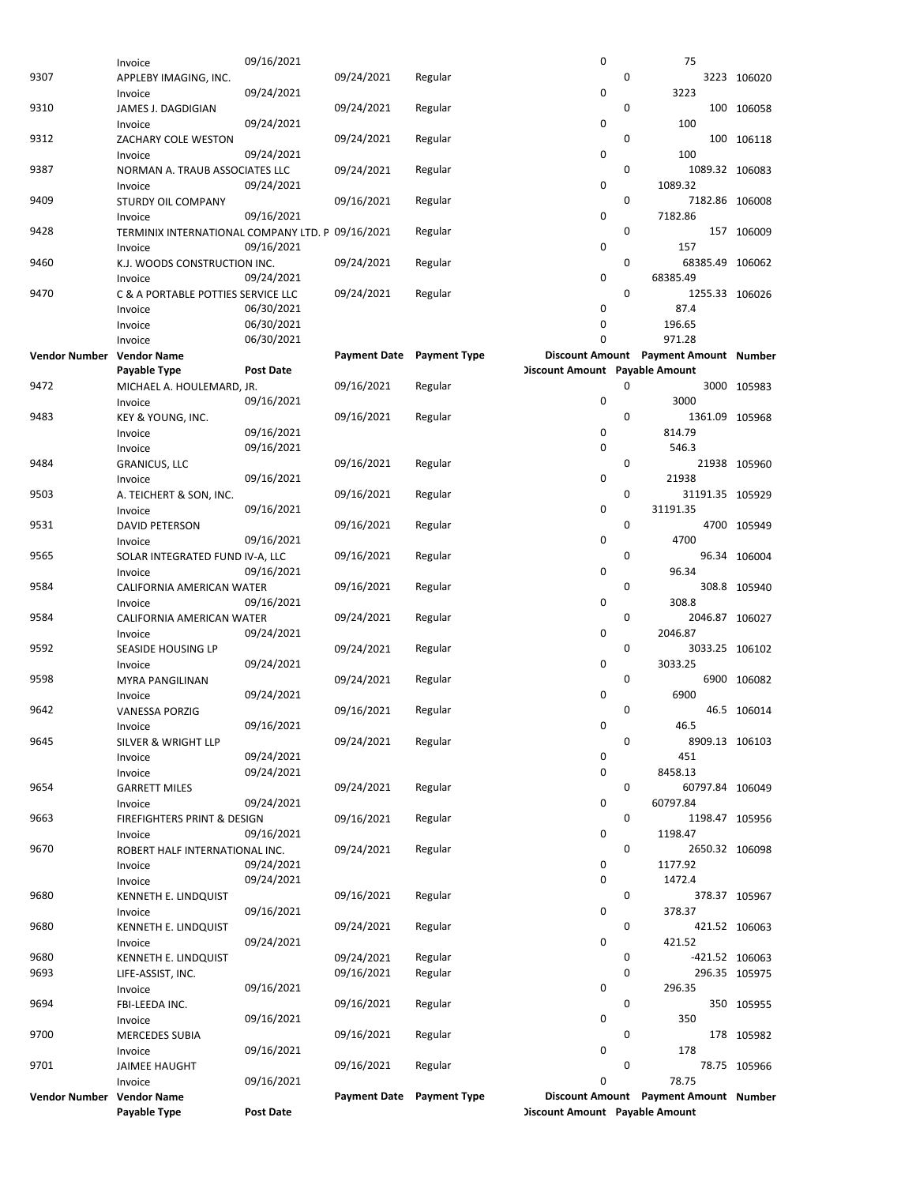| Vendor Number | Vendor Name | | Payment Date | Payment Type | Discount Amount | Payment Amount | Number |
|---|---|---|---|---|---|---|---|
| | Payable Type | Post Date | | | Discount Amount | Payable Amount | |
| | Invoice | 09/16/2021 | | | 0 | 75 | |
| 9307 | APPLEBY IMAGING, INC. | | 09/24/2021 | Regular | 0 | 3223 | 106020 |
| | Invoice | 09/24/2021 | | | 0 | 3223 | |
| 9310 | JAMES J. DAGDIGIAN | | 09/24/2021 | Regular | 0 | 100 | 106058 |
| | Invoice | 09/24/2021 | | | 0 | 100 | |
| 9312 | ZACHARY COLE WESTON | | 09/24/2021 | Regular | 0 | 100 | 106118 |
| | Invoice | 09/24/2021 | | | 0 | 100 | |
| 9387 | NORMAN A. TRAUB ASSOCIATES LLC | | 09/24/2021 | Regular | 0 | 1089.32 | 106083 |
| | Invoice | 09/24/2021 | | | 0 | 1089.32 | |
| 9409 | STURDY OIL COMPANY | | 09/16/2021 | Regular | 0 | 7182.86 | 106008 |
| | Invoice | 09/16/2021 | | | 0 | 7182.86 | |
| 9428 | TERMINIX INTERNATIONAL COMPANY LTD. P | | 09/16/2021 | Regular | 0 | 157 | 106009 |
| | Invoice | 09/16/2021 | | | 0 | 157 | |
| 9460 | K.J. WOODS CONSTRUCTION INC. | | 09/24/2021 | Regular | 0 | 68385.49 | 106062 |
| | Invoice | 09/24/2021 | | | 0 | 68385.49 | |
| 9470 | C & A PORTABLE POTTIES SERVICE LLC | | 09/24/2021 | Regular | 0 | 1255.33 | 106026 |
| | Invoice | 06/30/2021 | | | 0 | 87.4 | |
| | Invoice | 06/30/2021 | | | 0 | 196.65 | |
| | Invoice | 06/30/2021 | | | 0 | 971.28 | |
| **Vendor Number** | **Vendor Name** | | **Payment Date** | **Payment Type** | **Discount Amount** | **Payment Amount** | **Number** |
| | **Payable Type** | **Post Date** | | | **Discount Amount** | **Payable Amount** | |
| 9472 | MICHAEL A. HOULEMARD, JR. | | 09/16/2021 | Regular | 0 | 3000 | 105983 |
| | Invoice | 09/16/2021 | | | 0 | 3000 | |
| 9483 | KEY & YOUNG, INC. | | 09/16/2021 | Regular | 0 | 1361.09 | 105968 |
| | Invoice | 09/16/2021 | | | 0 | 814.79 | |
| | Invoice | 09/16/2021 | | | 0 | 546.3 | |
| 9484 | GRANICUS, LLC | | 09/16/2021 | Regular | 0 | 21938 | 105960 |
| | Invoice | 09/16/2021 | | | 0 | 21938 | |
| 9503 | A. TEICHERT & SON, INC. | | 09/16/2021 | Regular | 0 | 31191.35 | 105929 |
| | Invoice | 09/16/2021 | | | 0 | 31191.35 | |
| 9531 | DAVID PETERSON | | 09/16/2021 | Regular | 0 | 4700 | 105949 |
| | Invoice | 09/16/2021 | | | 0 | 4700 | |
| 9565 | SOLAR INTEGRATED FUND IV-A, LLC | | 09/16/2021 | Regular | 0 | 96.34 | 106004 |
| | Invoice | 09/16/2021 | | | 0 | 96.34 | |
| 9584 | CALIFORNIA AMERICAN WATER | | 09/16/2021 | Regular | 0 | 308.8 | 105940 |
| | Invoice | 09/16/2021 | | | 0 | 308.8 | |
| 9584 | CALIFORNIA AMERICAN WATER | | 09/24/2021 | Regular | 0 | 2046.87 | 106027 |
| | Invoice | 09/24/2021 | | | 0 | 2046.87 | |
| 9592 | SEASIDE HOUSING LP | | 09/24/2021 | Regular | 0 | 3033.25 | 106102 |
| | Invoice | 09/24/2021 | | | 0 | 3033.25 | |
| 9598 | MYRA PANGILINAN | | 09/24/2021 | Regular | 0 | 6900 | 106082 |
| | Invoice | 09/24/2021 | | | 0 | 6900 | |
| 9642 | VANESSA PORZIG | | 09/16/2021 | Regular | 0 | 46.5 | 106014 |
| | Invoice | 09/16/2021 | | | 0 | 46.5 | |
| 9645 | SILVER & WRIGHT LLP | | 09/24/2021 | Regular | 0 | 8909.13 | 106103 |
| | Invoice | 09/24/2021 | | | 0 | 451 | |
| | Invoice | 09/24/2021 | | | 0 | 8458.13 | |
| 9654 | GARRETT MILES | | 09/24/2021 | Regular | 0 | 60797.84 | 106049 |
| | Invoice | 09/24/2021 | | | 0 | 60797.84 | |
| 9663 | FIREFIGHTERS PRINT & DESIGN | | 09/16/2021 | Regular | 0 | 1198.47 | 105956 |
| | Invoice | 09/16/2021 | | | 0 | 1198.47 | |
| 9670 | ROBERT HALF INTERNATIONAL INC. | | 09/24/2021 | Regular | 0 | 2650.32 | 106098 |
| | Invoice | 09/24/2021 | | | 0 | 1177.92 | |
| | Invoice | 09/24/2021 | | | 0 | 1472.4 | |
| 9680 | KENNETH E. LINDQUIST | | 09/16/2021 | Regular | 0 | 378.37 | 105967 |
| | Invoice | 09/16/2021 | | | 0 | 378.37 | |
| 9680 | KENNETH E. LINDQUIST | | 09/24/2021 | Regular | 0 | 421.52 | 106063 |
| | Invoice | 09/24/2021 | | | 0 | 421.52 | |
| 9680 | KENNETH E. LINDQUIST | | 09/24/2021 | Regular | 0 | -421.52 | 106063 |
| 9693 | LIFE-ASSIST, INC. | | 09/16/2021 | Regular | 0 | 296.35 | 105975 |
| | Invoice | 09/16/2021 | | | 0 | 296.35 | |
| 9694 | FBI-LEEDA INC. | | 09/16/2021 | Regular | 0 | 350 | 105955 |
| | Invoice | 09/16/2021 | | | 0 | 350 | |
| 9700 | MERCEDES SUBIA | | 09/16/2021 | Regular | 0 | 178 | 105982 |
| | Invoice | 09/16/2021 | | | 0 | 178 | |
| 9701 | JAIMEE HAUGHT | | 09/16/2021 | Regular | 0 | 78.75 | 105966 |
| | Invoice | 09/16/2021 | | | 0 | 78.75 | |
| **Vendor Number** | **Vendor Name** | | **Payment Date** | **Payment Type** | **Discount Amount** | **Payment Amount** | **Number** |
| | **Payable Type** | **Post Date** | | | **Discount Amount** | **Payable Amount** | |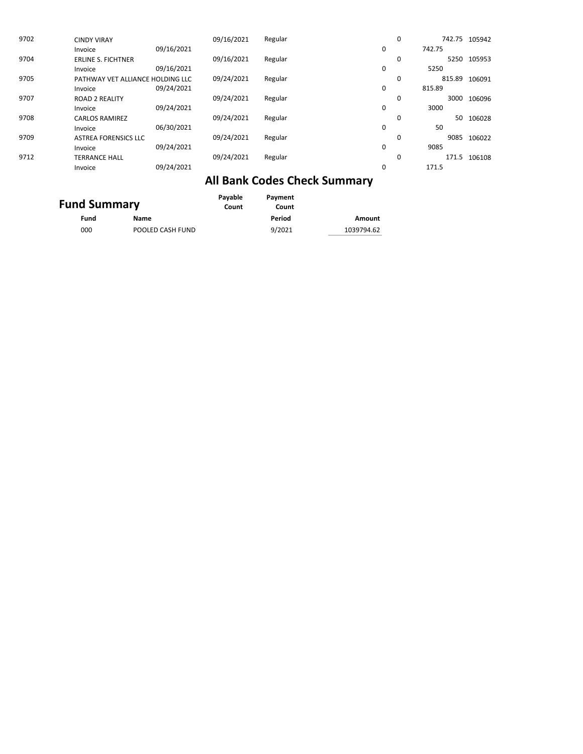| | | | | | | | | |
|---|---|---|---|---|---|---|---|---|
| 9702 | CINDY VIRAY | | 09/16/2021 | Regular | | 0 | 742.75 | 105942 |
| | Invoice | 09/16/2021 | | | 0 | | 742.75 | |
| 9704 | ERLINE S. FICHTNER | | 09/16/2021 | Regular | | 0 | 5250 | 105953 |
| | Invoice | 09/16/2021 | | | 0 | | 5250 | |
| 9705 | PATHWAY VET ALLIANCE HOLDING LLC | | 09/24/2021 | Regular | | 0 | 815.89 | 106091 |
| | Invoice | 09/24/2021 | | | 0 | | 815.89 | |
| 9707 | ROAD 2 REALITY | | 09/24/2021 | Regular | | 0 | 3000 | 106096 |
| | Invoice | 09/24/2021 | | | 0 | | 3000 | |
| 9708 | CARLOS RAMIREZ | | 09/24/2021 | Regular | | 0 | 50 | 106028 |
| | Invoice | 06/30/2021 | | | 0 | | 50 | |
| 9709 | ASTREA FORENSICS LLC | | 09/24/2021 | Regular | | 0 | 9085 | 106022 |
| | Invoice | 09/24/2021 | | | 0 | | 9085 | |
| 9712 | TERRANCE HALL | | 09/24/2021 | Regular | | 0 | 171.5 | 106108 |
| | Invoice | 09/24/2021 | | | 0 | | 171.5 | |

## All Bank Codes Check Summary

## Fund Summary

Payable Count | Payment Count

| Fund | Name | Period | Amount |
|---|---|---|---|
| 000 | POOLED CASH FUND | 9/2021 | 1039794.62 |